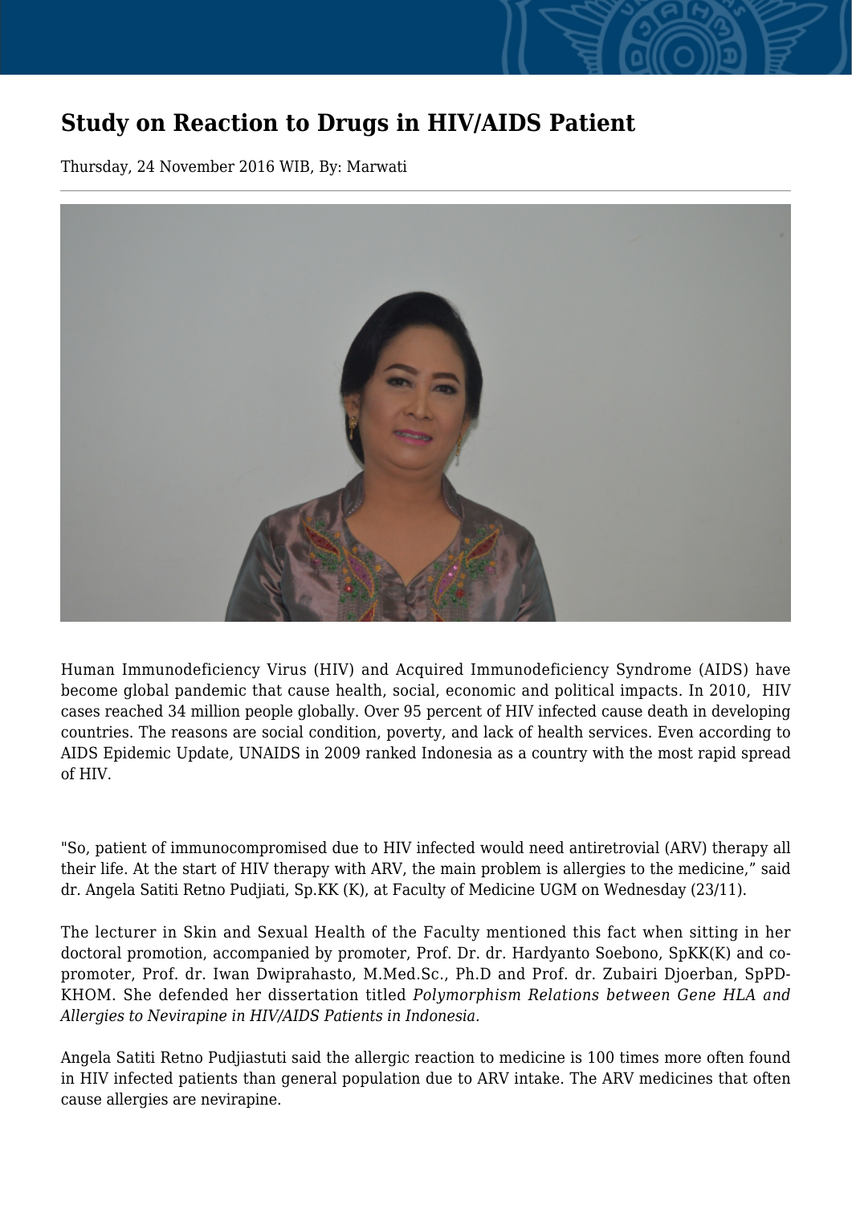# Study on Reaction to Drugs in HIV/AIDS Patient

Thursday, 24 November 2016 WIB, By: Marwati

Human Immunodeficiency Virus (HIV) and Acquired Immunodeficiency Syndrome (AIDS) have become global pandemic that cause health, social, economic and political impacts. In 2010, HIV cases reached 34 million people globally. Over 95 percent of HIV infected cause death in developing countries. The reasons are social condition, poverty, and lack of health services. Even according to AIDS Epidemic Update, UNAIDS in 2009 ranked Indonesia as a country with the most rapid spread of HIV.

"So, patient of immunocompromised due to HIV infected would need antiretrovial (ARV) therapy all their life. At the start of HIV therapy with ARV, the main problem is allergies to the medicine," said dr. Angela Satiti Retno Pudjiati, Sp.KK (K), at Faculty of Medicine UGM on Wednesday (23/11).

The lecturer in Skin and Sexual Health of the Faculty mentioned this fact when sitting in her doctoral promotion, accompanied by promoter, Prof. Dr. dr. Hardyanto Soebono, SpKK(K) and co-promoter, Prof. dr. Iwan Dwiprahasto, M.Med.Sc., Ph.D and Prof. dr. Zubairi Djoerban, SpPD-KHOM. She defended her dissertation titled *Polymorphism Relations between Gene HLA and Allergies to Nevirapine in HIV/AIDS Patients in Indonesia.*

Angela Satiti Retno Pudjiastuti said the allergic reaction to medicine is 100 times more often found in HIV infected patients than general population due to ARV intake. The ARV medicines that often cause allergies are nevirapine.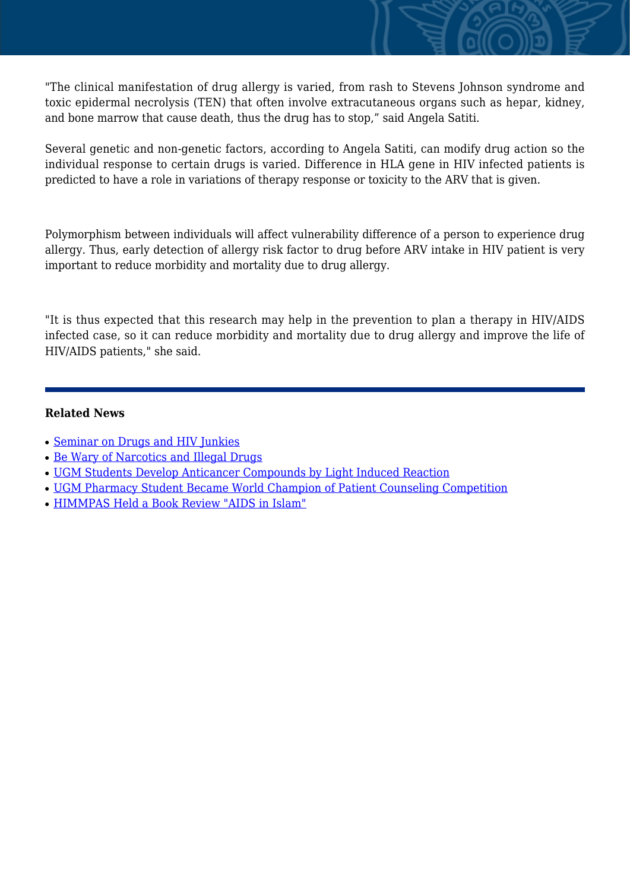"The clinical manifestation of drug allergy is varied, from rash to Stevens Johnson syndrome and toxic epidermal necrolysis (TEN) that often involve extracutaneous organs such as hepar, kidney, and bone marrow that cause death, thus the drug has to stop," said Angela Satiti.

Several genetic and non-genetic factors, according to Angela Satiti, can modify drug action so the individual response to certain drugs is varied. Difference in HLA gene in HIV infected patients is predicted to have a role in variations of therapy response or toxicity to the ARV that is given.

Polymorphism between individuals will affect vulnerability difference of a person to experience drug allergy. Thus, early detection of allergy risk factor to drug before ARV intake in HIV patient is very important to reduce morbidity and mortality due to drug allergy.

"It is thus expected that this research may help in the prevention to plan a therapy in HIV/AIDS infected case, so it can reduce morbidity and mortality due to drug allergy and improve the life of HIV/AIDS patients," she said.

---

**Related News**

- Seminar on Drugs and HIV Junkies
- Be Wary of Narcotics and Illegal Drugs
- UGM Students Develop Anticancer Compounds by Light Induced Reaction
- UGM Pharmacy Student Became World Champion of Patient Counseling Competition
- HIMMPAS Held a Book Review "AIDS in Islam"